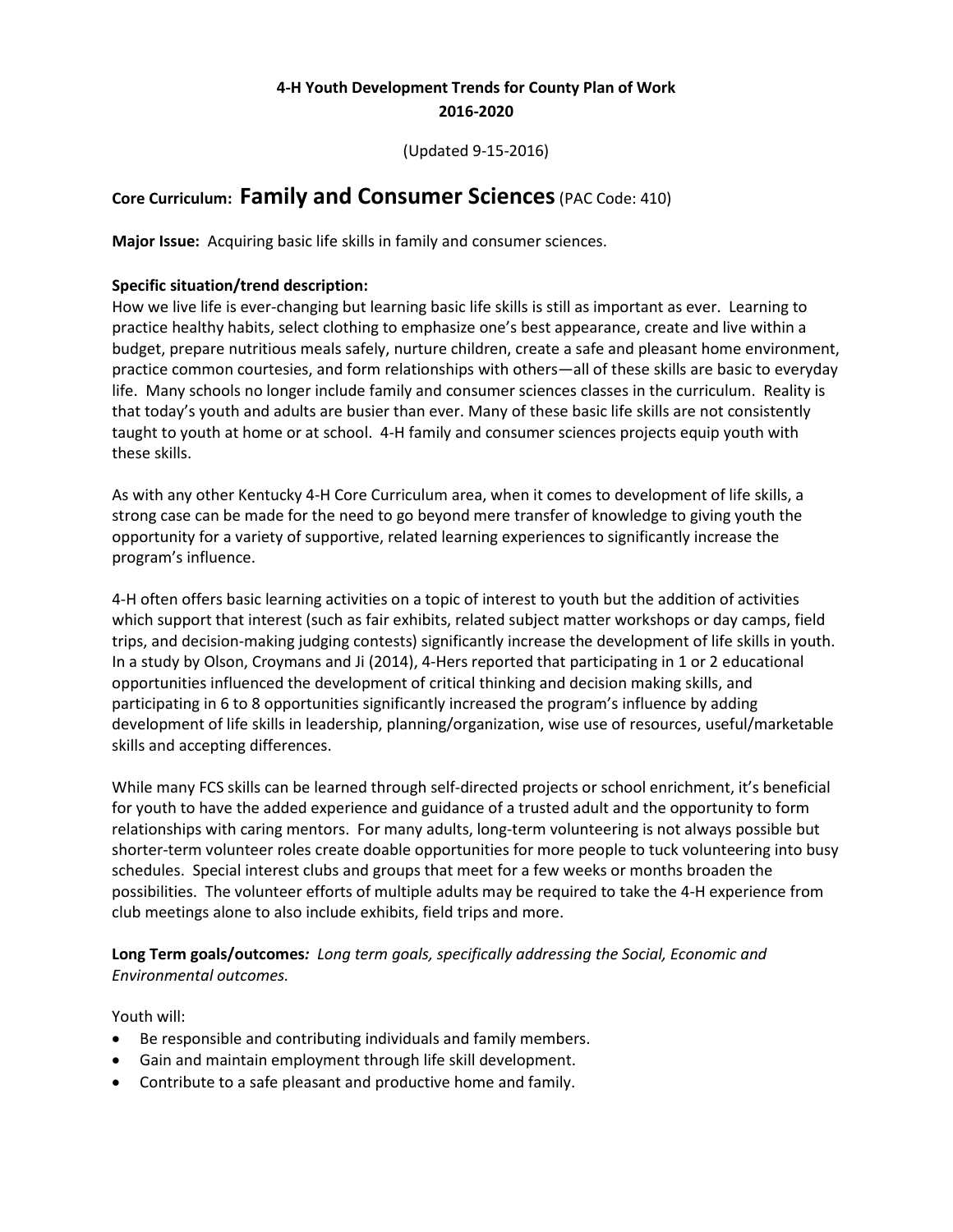# 4-H Youth Development Trends for County Plan of Work 2016-2020

(Updated 9-15-2016)

## Core Curriculum: Family and Consumer Sciences (PAC Code: 410)

**Major Issue:** Acquiring basic life skills in family and consumer sciences.

**Specific situation/trend description:**

How we live life is ever-changing but learning basic life skills is still as important as ever. Learning to practice healthy habits, select clothing to emphasize one's best appearance, create and live within a budget, prepare nutritious meals safely, nurture children, create a safe and pleasant home environment, practice common courtesies, and form relationships with others—all of these skills are basic to everyday life. Many schools no longer include family and consumer sciences classes in the curriculum. Reality is that today's youth and adults are busier than ever. Many of these basic life skills are not consistently taught to youth at home or at school. 4-H family and consumer sciences projects equip youth with these skills.

As with any other Kentucky 4-H Core Curriculum area, when it comes to development of life skills, a strong case can be made for the need to go beyond mere transfer of knowledge to giving youth the opportunity for a variety of supportive, related learning experiences to significantly increase the program's influence.

4-H often offers basic learning activities on a topic of interest to youth but the addition of activities which support that interest (such as fair exhibits, related subject matter workshops or day camps, field trips, and decision-making judging contests) significantly increase the development of life skills in youth. In a study by Olson, Croymans and Ji (2014), 4-Hers reported that participating in 1 or 2 educational opportunities influenced the development of critical thinking and decision making skills, and participating in 6 to 8 opportunities significantly increased the program's influence by adding development of life skills in leadership, planning/organization, wise use of resources, useful/marketable skills and accepting differences.

While many FCS skills can be learned through self-directed projects or school enrichment, it's beneficial for youth to have the added experience and guidance of a trusted adult and the opportunity to form relationships with caring mentors. For many adults, long-term volunteering is not always possible but shorter-term volunteer roles create doable opportunities for more people to tuck volunteering into busy schedules. Special interest clubs and groups that meet for a few weeks or months broaden the possibilities. The volunteer efforts of multiple adults may be required to take the 4-H experience from club meetings alone to also include exhibits, field trips and more.

**Long Term goals/outcomes*:*** *Long term goals, specifically addressing the Social, Economic and Environmental outcomes.*

Youth will:

- Be responsible and contributing individuals and family members.
- Gain and maintain employment through life skill development.
- Contribute to a safe pleasant and productive home and family.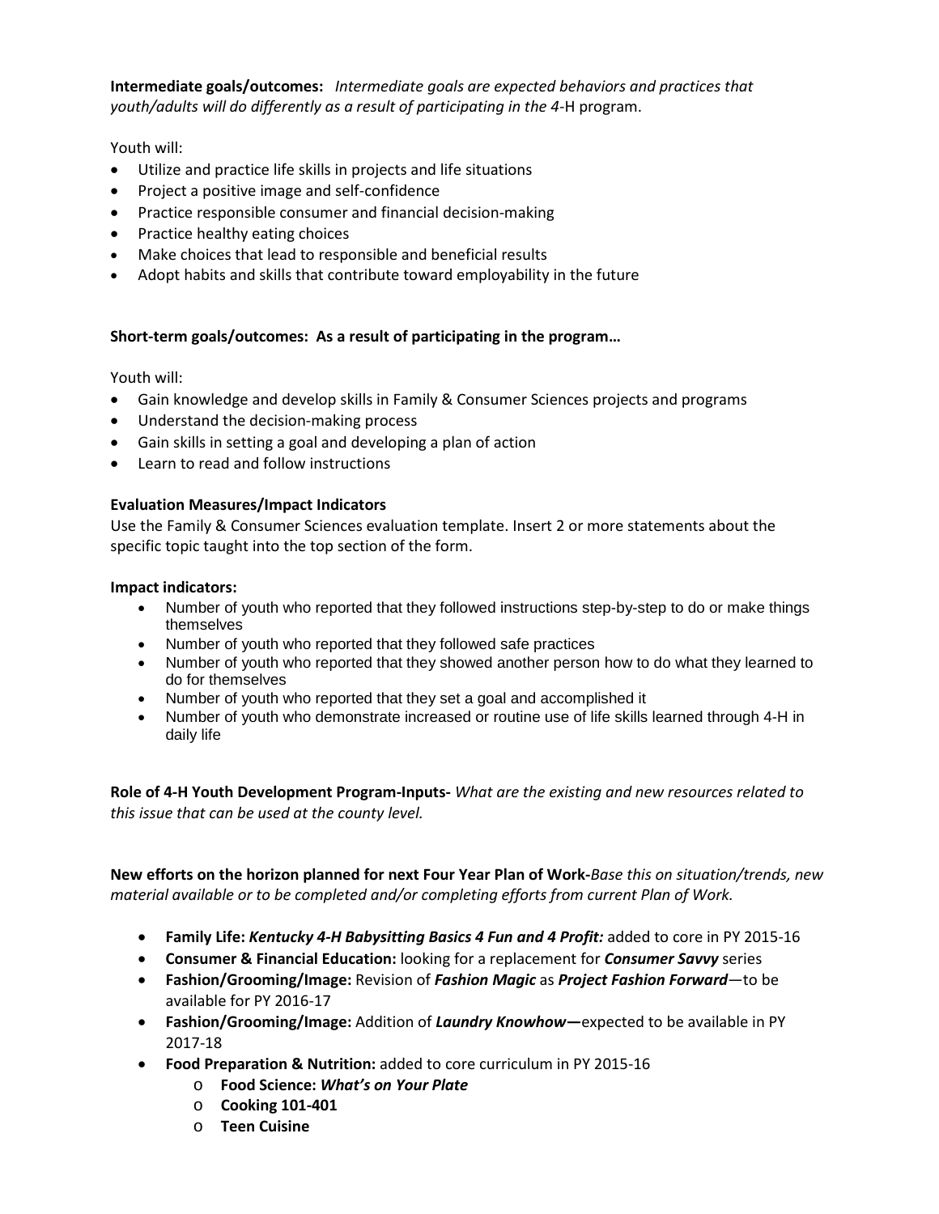**Intermediate goals/outcomes:** *Intermediate goals are expected behaviors and practices that youth/adults will do differently as a result of participating in the 4-*H program.

Youth will:

- Utilize and practice life skills in projects and life situations
- Project a positive image and self-confidence
- Practice responsible consumer and financial decision-making
- Practice healthy eating choices
- Make choices that lead to responsible and beneficial results
- Adopt habits and skills that contribute toward employability in the future

**Short-term goals/outcomes: As a result of participating in the program…**

Youth will:

- Gain knowledge and develop skills in Family & Consumer Sciences projects and programs
- Understand the decision-making process
- Gain skills in setting a goal and developing a plan of action
- Learn to read and follow instructions

**Evaluation Measures/Impact Indicators**

Use the Family & Consumer Sciences evaluation template. Insert 2 or more statements about the specific topic taught into the top section of the form.

**Impact indicators:**

- Number of youth who reported that they followed instructions step-by-step to do or make things themselves
- Number of youth who reported that they followed safe practices
- Number of youth who reported that they showed another person how to do what they learned to do for themselves
- Number of youth who reported that they set a goal and accomplished it
- Number of youth who demonstrate increased or routine use of life skills learned through 4-H in daily life

**Role of 4-H Youth Development Program-Inputs-** *What are the existing and new resources related to this issue that can be used at the county level.*

**New efforts on the horizon planned for next Four Year Plan of Work-***Base this on situation/trends, new material available or to be completed and/or completing efforts from current Plan of Work.*

- **Family Life:** ***Kentucky 4-H Babysitting Basics 4 Fun and 4 Profit:*** added to core in PY 2015-16
- **Consumer & Financial Education:** looking for a replacement for ***Consumer Savvy*** series
- **Fashion/Grooming/Image:** Revision of ***Fashion Magic*** as ***Project Fashion Forward***—to be available for PY 2016-17
- **Fashion/Grooming/Image:** Addition of ***Laundry Knowhow*—**expected to be available in PY 2017-18
- **Food Preparation & Nutrition:** added to core curriculum in PY 2015-16
  - **Food Science:** ***What's on Your Plate***
  - **Cooking 101-401**
  - **Teen Cuisine**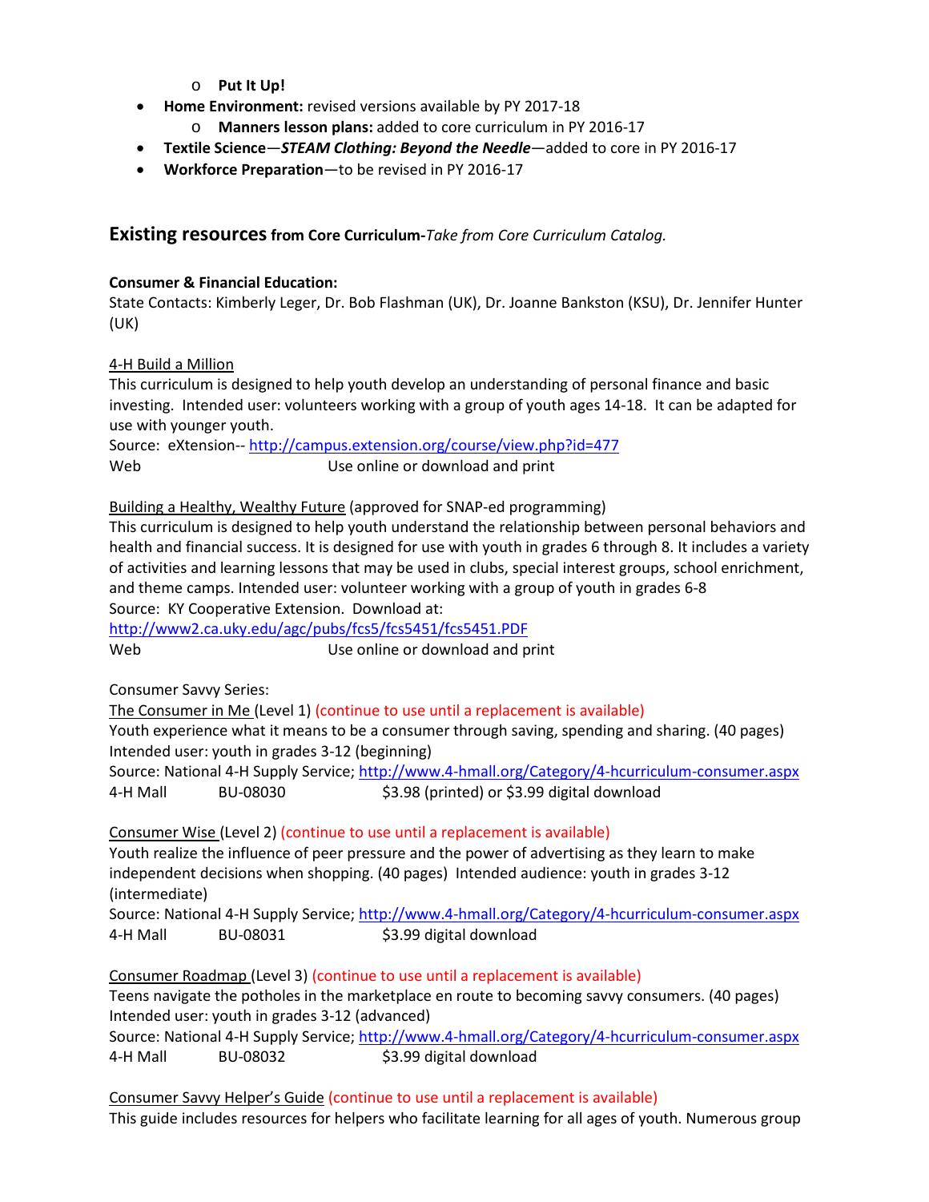- **Put It Up!**
- **Home Environment:** revised versions available by PY 2017-18
  - **Manners lesson plans:** added to core curriculum in PY 2016-17
- **Textile Science**—***STEAM Clothing: Beyond the Needle***—added to core in PY 2016-17
- **Workforce Preparation**—to be revised in PY 2016-17

## Existing resources **from Core Curriculum-***Take from Core Curriculum Catalog.*

**Consumer & Financial Education:**
State Contacts: Kimberly Leger, Dr. Bob Flashman (UK), Dr. Joanne Bankston (KSU), Dr. Jennifer Hunter (UK)

4-H Build a Million
This curriculum is designed to help youth develop an understanding of personal finance and basic investing. Intended user: volunteers working with a group of youth ages 14-18. It can be adapted for use with younger youth.
Source: eXtension-- http://campus.extension.org/course/view.php?id=477
Web Use online or download and print

Building a Healthy, Wealthy Future (approved for SNAP-ed programming)
This curriculum is designed to help youth understand the relationship between personal behaviors and health and financial success. It is designed for use with youth in grades 6 through 8. It includes a variety of activities and learning lessons that may be used in clubs, special interest groups, school enrichment, and theme camps. Intended user: volunteer working with a group of youth in grades 6-8
Source: KY Cooperative Extension. Download at:
http://www2.ca.uky.edu/agc/pubs/fcs5/fcs5451/fcs5451.PDF
Web Use online or download and print

Consumer Savvy Series:
The Consumer in Me (Level 1) (continue to use until a replacement is available)
Youth experience what it means to be a consumer through saving, spending and sharing. (40 pages)
Intended user: youth in grades 3-12 (beginning)
Source: National 4-H Supply Service; http://www.4-hmall.org/Category/4-hcurriculum-consumer.aspx
4-H Mall BU-08030 $3.98 (printed) or $3.99 digital download

Consumer Wise (Level 2) (continue to use until a replacement is available)
Youth realize the influence of peer pressure and the power of advertising as they learn to make independent decisions when shopping. (40 pages) Intended audience: youth in grades 3-12 (intermediate)
Source: National 4-H Supply Service; http://www.4-hmall.org/Category/4-hcurriculum-consumer.aspx
4-H Mall BU-08031 $3.99 digital download

Consumer Roadmap (Level 3) (continue to use until a replacement is available)
Teens navigate the potholes in the marketplace en route to becoming savvy consumers. (40 pages)
Intended user: youth in grades 3-12 (advanced)
Source: National 4-H Supply Service; http://www.4-hmall.org/Category/4-hcurriculum-consumer.aspx
4-H Mall BU-08032 $3.99 digital download

Consumer Savvy Helper's Guide (continue to use until a replacement is available)
This guide includes resources for helpers who facilitate learning for all ages of youth. Numerous group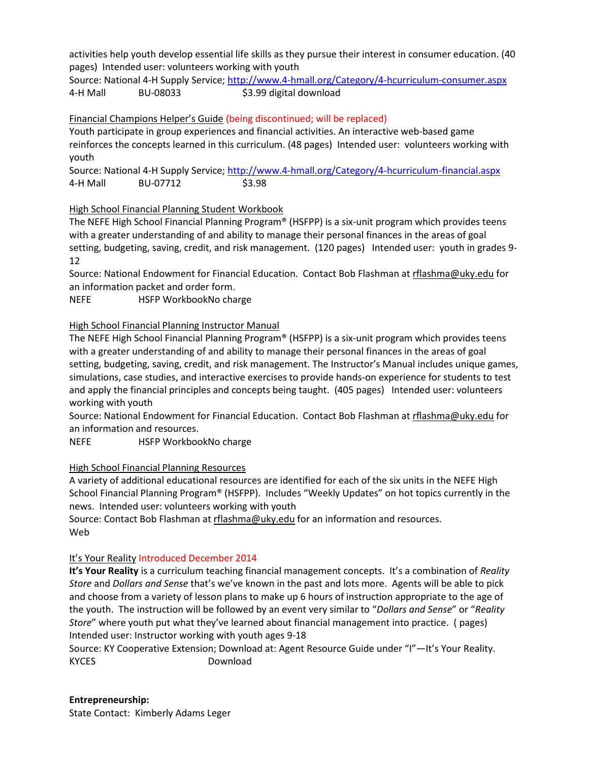activities help youth develop essential life skills as they pursue their interest in consumer education. (40 pages) Intended user: volunteers working with youth
Source: National 4-H Supply Service; http://www.4-hmall.org/Category/4-hcurriculum-consumer.aspx
4-H Mall BU-08033 $3.99 digital download

Financial Champions Helper's Guide (being discontinued; will be replaced)
Youth participate in group experiences and financial activities. An interactive web-based game reinforces the concepts learned in this curriculum. (48 pages) Intended user: volunteers working with youth
Source: National 4-H Supply Service; http://www.4-hmall.org/Category/4-hcurriculum-financial.aspx
4-H Mall BU-07712 $3.98

High School Financial Planning Student Workbook
The NEFE High School Financial Planning Program® (HSFPP) is a six-unit program which provides teens with a greater understanding of and ability to manage their personal finances in the areas of goal setting, budgeting, saving, credit, and risk management. (120 pages) Intended user: youth in grades 9-12
Source: National Endowment for Financial Education. Contact Bob Flashman at rflashma@uky.edu for an information packet and order form.
NEFE HSFP WorkbookNo charge

High School Financial Planning Instructor Manual
The NEFE High School Financial Planning Program® (HSFPP) is a six-unit program which provides teens with a greater understanding of and ability to manage their personal finances in the areas of goal setting, budgeting, saving, credit, and risk management. The Instructor's Manual includes unique games, simulations, case studies, and interactive exercises to provide hands-on experience for students to test and apply the financial principles and concepts being taught. (405 pages) Intended user: volunteers working with youth
Source: National Endowment for Financial Education. Contact Bob Flashman at rflashma@uky.edu for an information and resources.
NEFE HSFP WorkbookNo charge

High School Financial Planning Resources
A variety of additional educational resources are identified for each of the six units in the NEFE High School Financial Planning Program® (HSFPP). Includes "Weekly Updates" on hot topics currently in the news. Intended user: volunteers working with youth
Source: Contact Bob Flashman at rflashma@uky.edu for an information and resources.
Web

It's Your Reality Introduced December 2014
**It's Your Reality** is a curriculum teaching financial management concepts. It's a combination of *Reality Store* and *Dollars and Sense* that's we've known in the past and lots more. Agents will be able to pick and choose from a variety of lesson plans to make up 6 hours of instruction appropriate to the age of the youth. The instruction will be followed by an event very similar to "*Dollars and Sense*" or "*Reality Store*" where youth put what they've learned about financial management into practice. ( pages) Intended user: Instructor working with youth ages 9-18
Source: KY Cooperative Extension; Download at: Agent Resource Guide under "I"—It's Your Reality.
KYCES Download

**Entrepreneurship:**
State Contact: Kimberly Adams Leger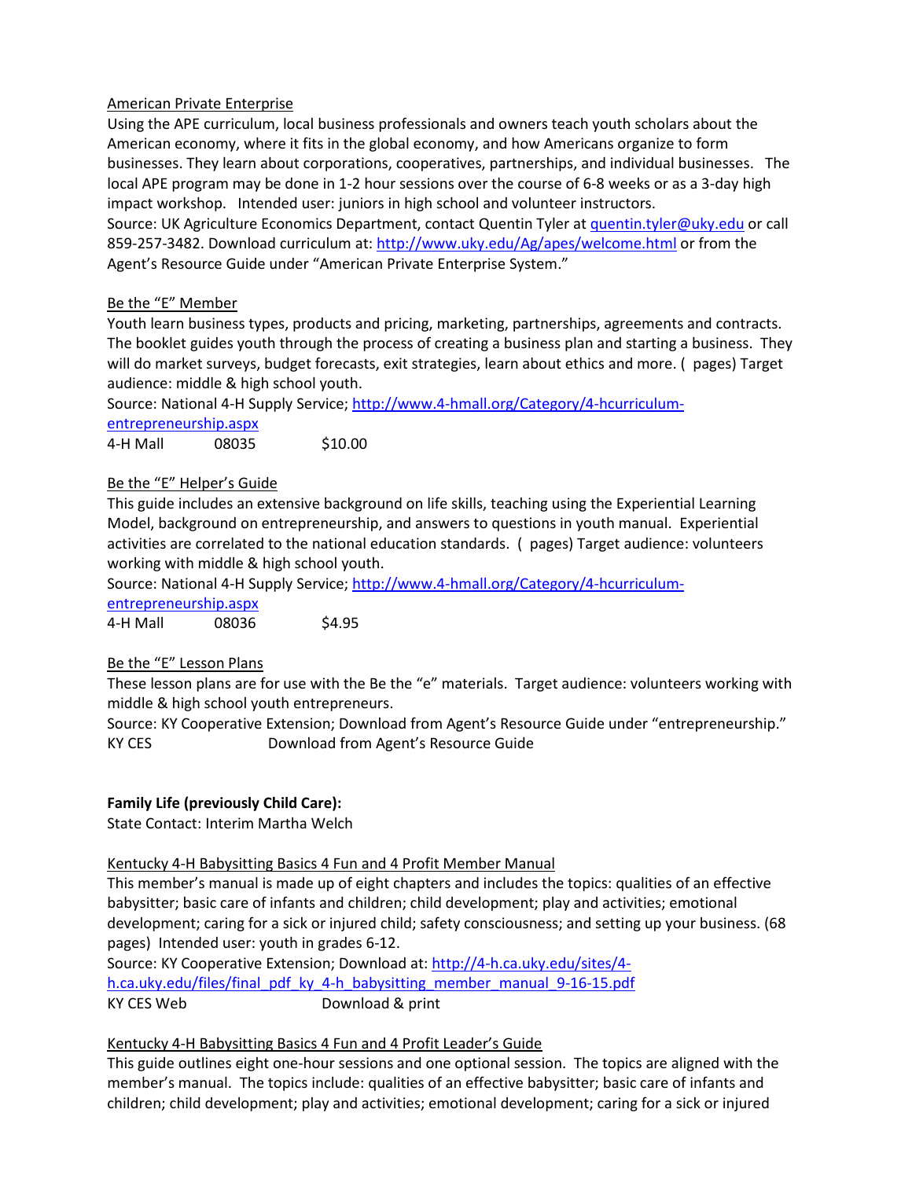<u>American Private Enterprise</u>
Using the APE curriculum, local business professionals and owners teach youth scholars about the American economy, where it fits in the global economy, and how Americans organize to form businesses. They learn about corporations, cooperatives, partnerships, and individual businesses. The local APE program may be done in 1-2 hour sessions over the course of 6-8 weeks or as a 3-day high impact workshop. Intended user: juniors in high school and volunteer instructors.
Source: UK Agriculture Economics Department, contact Quentin Tyler at [quentin.tyler@uky.edu](mailto:quentin.tyler@uky.edu) or call 859-257-3482. Download curriculum at: [http://www.uky.edu/Ag/apes/welcome.html](http://www.uky.edu/Ag/apes/welcome.html) or from the Agent's Resource Guide under "American Private Enterprise System."

<u>Be the "E" Member</u>
Youth learn business types, products and pricing, marketing, partnerships, agreements and contracts. The booklet guides youth through the process of creating a business plan and starting a business. They will do market surveys, budget forecasts, exit strategies, learn about ethics and more. ( pages) Target audience: middle & high school youth.
Source: National 4-H Supply Service; [http://www.4-hmall.org/Category/4-hcurriculum-entrepreneurship.aspx](http://www.4-hmall.org/Category/4-hcurriculum-entrepreneurship.aspx)
4-H Mall 08035 $10.00

<u>Be the "E" Helper's Guide</u>
This guide includes an extensive background on life skills, teaching using the Experiential Learning Model, background on entrepreneurship, and answers to questions in youth manual. Experiential activities are correlated to the national education standards. ( pages) Target audience: volunteers working with middle & high school youth.
Source: National 4-H Supply Service; [http://www.4-hmall.org/Category/4-hcurriculum-entrepreneurship.aspx](http://www.4-hmall.org/Category/4-hcurriculum-entrepreneurship.aspx)
4-H Mall 08036 $4.95

<u>Be the "E" Lesson Plans</u>
These lesson plans are for use with the Be the "e" materials. Target audience: volunteers working with middle & high school youth entrepreneurs.
Source: KY Cooperative Extension; Download from Agent's Resource Guide under "entrepreneurship."
KY CES Download from Agent's Resource Guide

**Family Life (previously Child Care):**
State Contact: Interim Martha Welch

<u>Kentucky 4-H Babysitting Basics 4 Fun and 4 Profit Member Manual</u>
This member's manual is made up of eight chapters and includes the topics: qualities of an effective babysitter; basic care of infants and children; child development; play and activities; emotional development; caring for a sick or injured child; safety consciousness; and setting up your business. (68 pages) Intended user: youth in grades 6-12.
Source: KY Cooperative Extension; Download at: [http://4-h.ca.uky.edu/sites/4-h.ca.uky.edu/files/final_pdf_ky_4-h_babysitting_member_manual_9-16-15.pdf](http://4-h.ca.uky.edu/sites/4-h.ca.uky.edu/files/final_pdf_ky_4-h_babysitting_member_manual_9-16-15.pdf)
KY CES Web Download & print

<u>Kentucky 4-H Babysitting Basics 4 Fun and 4 Profit Leader's Guide</u>
This guide outlines eight one-hour sessions and one optional session. The topics are aligned with the member's manual. The topics include: qualities of an effective babysitter; basic care of infants and children; child development; play and activities; emotional development; caring for a sick or injured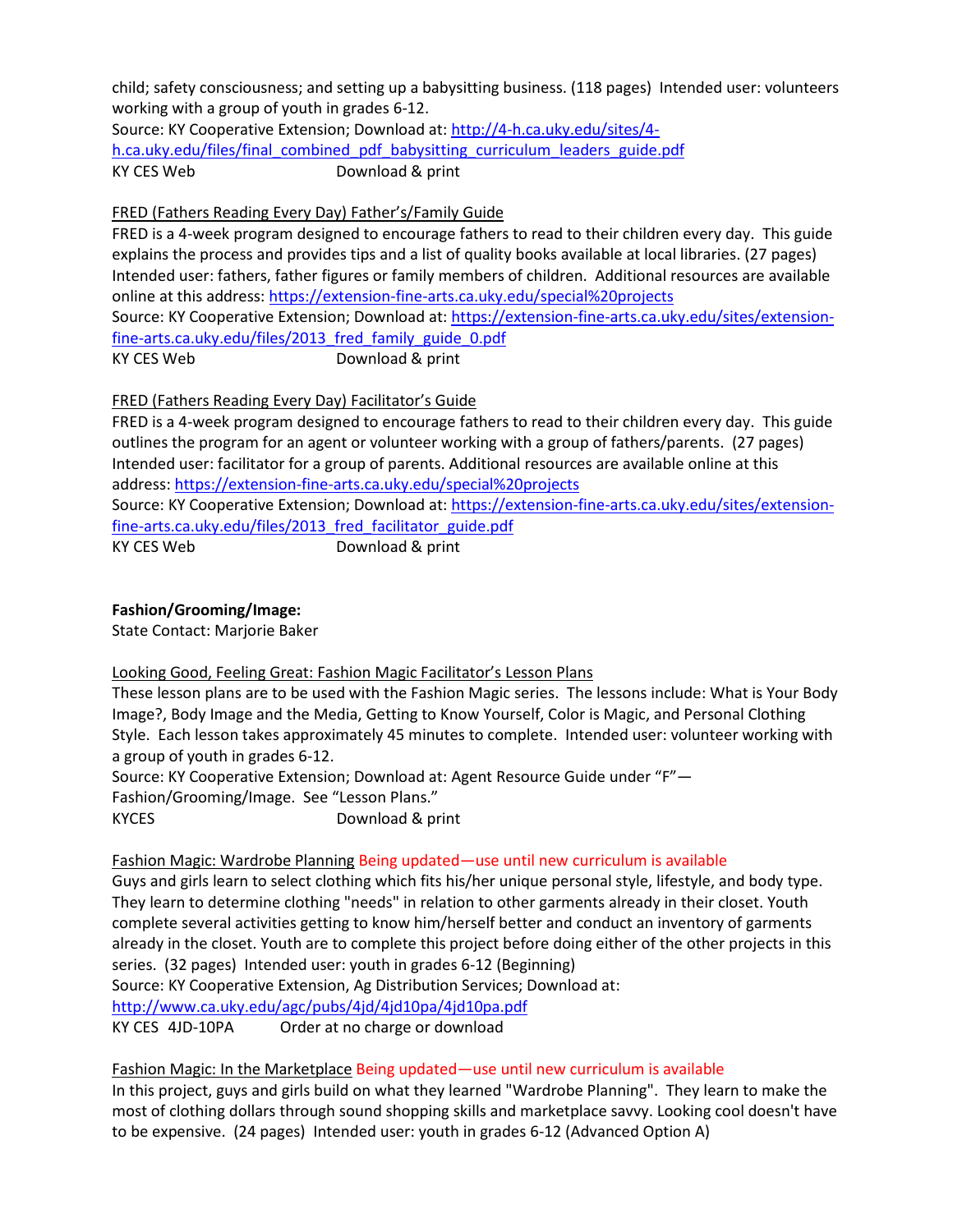child; safety consciousness; and setting up a babysitting business. (118 pages) Intended user: volunteers working with a group of youth in grades 6-12.
Source: KY Cooperative Extension; Download at: http://4-h.ca.uky.edu/sites/4-h.ca.uky.edu/files/final_combined_pdf_babysitting_curriculum_leaders_guide.pdf
KY CES Web Download & print

FRED (Fathers Reading Every Day) Father's/Family Guide
FRED is a 4-week program designed to encourage fathers to read to their children every day. This guide explains the process and provides tips and a list of quality books available at local libraries. (27 pages) Intended user: fathers, father figures or family members of children. Additional resources are available online at this address: https://extension-fine-arts.ca.uky.edu/special%20projects
Source: KY Cooperative Extension; Download at: https://extension-fine-arts.ca.uky.edu/sites/extension-fine-arts.ca.uky.edu/files/2013_fred_family_guide_0.pdf
KY CES Web Download & print

FRED (Fathers Reading Every Day) Facilitator's Guide
FRED is a 4-week program designed to encourage fathers to read to their children every day. This guide outlines the program for an agent or volunteer working with a group of fathers/parents. (27 pages) Intended user: facilitator for a group of parents. Additional resources are available online at this address: https://extension-fine-arts.ca.uky.edu/special%20projects
Source: KY Cooperative Extension; Download at: https://extension-fine-arts.ca.uky.edu/sites/extension-fine-arts.ca.uky.edu/files/2013_fred_facilitator_guide.pdf
KY CES Web Download & print

**Fashion/Grooming/Image:**
State Contact: Marjorie Baker

Looking Good, Feeling Great: Fashion Magic Facilitator's Lesson Plans
These lesson plans are to be used with the Fashion Magic series. The lessons include: What is Your Body Image?, Body Image and the Media, Getting to Know Yourself, Color is Magic, and Personal Clothing Style. Each lesson takes approximately 45 minutes to complete. Intended user: volunteer working with a group of youth in grades 6-12.
Source: KY Cooperative Extension; Download at: Agent Resource Guide under "F"—Fashion/Grooming/Image. See "Lesson Plans."
KYCES Download & print

Fashion Magic: Wardrobe Planning Being updated—use until new curriculum is available
Guys and girls learn to select clothing which fits his/her unique personal style, lifestyle, and body type. They learn to determine clothing "needs" in relation to other garments already in their closet. Youth complete several activities getting to know him/herself better and conduct an inventory of garments already in the closet. Youth are to complete this project before doing either of the other projects in this series. (32 pages) Intended user: youth in grades 6-12 (Beginning)
Source: KY Cooperative Extension, Ag Distribution Services; Download at: http://www.ca.uky.edu/agc/pubs/4jd/4jd10pa/4jd10pa.pdf
KY CES 4JD-10PA Order at no charge or download

Fashion Magic: In the Marketplace Being updated—use until new curriculum is available
In this project, guys and girls build on what they learned "Wardrobe Planning". They learn to make the most of clothing dollars through sound shopping skills and marketplace savvy. Looking cool doesn't have to be expensive. (24 pages) Intended user: youth in grades 6-12 (Advanced Option A)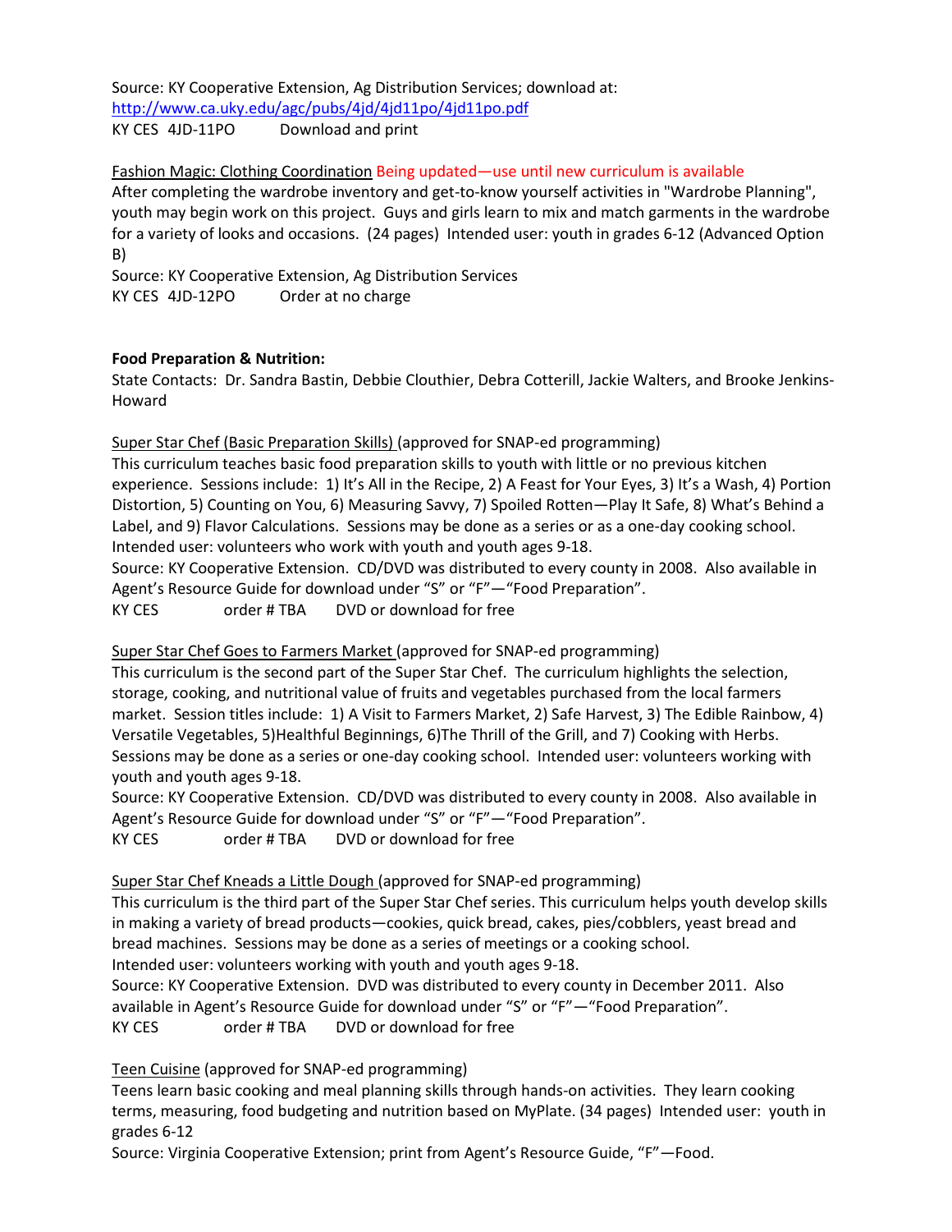Source: KY Cooperative Extension, Ag Distribution Services; download at: [http://www.ca.uky.edu/agc/pubs/4jd/4jd11po/4jd11po.pdf](http://www.ca.uky.edu/agc/pubs/4jd/4jd11po/4jd11po.pdf)
KY CES 4JD-11PO Download and print

Fashion Magic: Clothing Coordination Being updated—use until new curriculum is available
After completing the wardrobe inventory and get-to-know yourself activities in "Wardrobe Planning", youth may begin work on this project. Guys and girls learn to mix and match garments in the wardrobe for a variety of looks and occasions. (24 pages) Intended user: youth in grades 6-12 (Advanced Option B)
Source: KY Cooperative Extension, Ag Distribution Services
KY CES 4JD-12PO Order at no charge

**Food Preparation & Nutrition:**
State Contacts: Dr. Sandra Bastin, Debbie Clouthier, Debra Cotterill, Jackie Walters, and Brooke Jenkins-Howard

Super Star Chef (Basic Preparation Skills) (approved for SNAP-ed programming)
This curriculum teaches basic food preparation skills to youth with little or no previous kitchen experience. Sessions include: 1) It's All in the Recipe, 2) A Feast for Your Eyes, 3) It's a Wash, 4) Portion Distortion, 5) Counting on You, 6) Measuring Savvy, 7) Spoiled Rotten—Play It Safe, 8) What's Behind a Label, and 9) Flavor Calculations. Sessions may be done as a series or as a one-day cooking school. Intended user: volunteers who work with youth and youth ages 9-18.
Source: KY Cooperative Extension. CD/DVD was distributed to every county in 2008. Also available in Agent's Resource Guide for download under "S" or "F"—"Food Preparation".
KY CES order # TBA DVD or download for free

Super Star Chef Goes to Farmers Market (approved for SNAP-ed programming)
This curriculum is the second part of the Super Star Chef. The curriculum highlights the selection, storage, cooking, and nutritional value of fruits and vegetables purchased from the local farmers market. Session titles include: 1) A Visit to Farmers Market, 2) Safe Harvest, 3) The Edible Rainbow, 4) Versatile Vegetables, 5)Healthful Beginnings, 6)The Thrill of the Grill, and 7) Cooking with Herbs. Sessions may be done as a series or one-day cooking school. Intended user: volunteers working with youth and youth ages 9-18.
Source: KY Cooperative Extension. CD/DVD was distributed to every county in 2008. Also available in Agent's Resource Guide for download under "S" or "F"—"Food Preparation".
KY CES order # TBA DVD or download for free

Super Star Chef Kneads a Little Dough (approved for SNAP-ed programming)
This curriculum is the third part of the Super Star Chef series. This curriculum helps youth develop skills in making a variety of bread products—cookies, quick bread, cakes, pies/cobblers, yeast bread and bread machines. Sessions may be done as a series of meetings or a cooking school.
Intended user: volunteers working with youth and youth ages 9-18.
Source: KY Cooperative Extension. DVD was distributed to every county in December 2011. Also available in Agent's Resource Guide for download under "S" or "F"—"Food Preparation".
KY CES order # TBA DVD or download for free

Teen Cuisine (approved for SNAP-ed programming)
Teens learn basic cooking and meal planning skills through hands-on activities. They learn cooking terms, measuring, food budgeting and nutrition based on MyPlate. (34 pages) Intended user: youth in grades 6-12
Source: Virginia Cooperative Extension; print from Agent's Resource Guide, "F"—Food.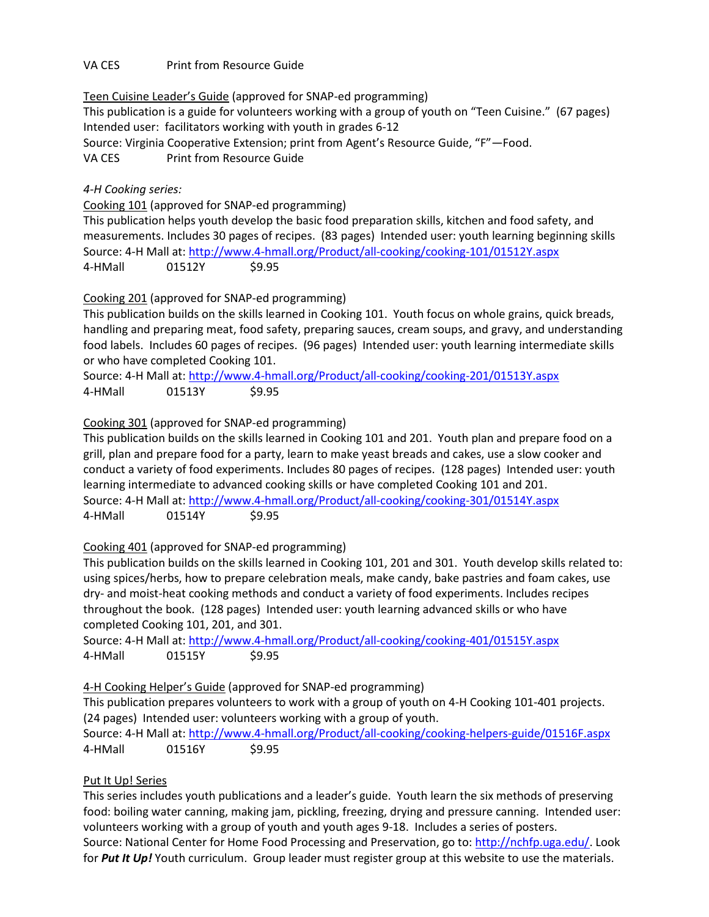VA CES        Print from Resource Guide

Teen Cuisine Leader's Guide (approved for SNAP-ed programming)
This publication is a guide for volunteers working with a group of youth on "Teen Cuisine." (67 pages)
Intended user: facilitators working with youth in grades 6-12
Source: Virginia Cooperative Extension; print from Agent's Resource Guide, "F"—Food.
VA CES        Print from Resource Guide

*4-H Cooking series:*

Cooking 101 (approved for SNAP-ed programming)
This publication helps youth develop the basic food preparation skills, kitchen and food safety, and measurements. Includes 30 pages of recipes. (83 pages) Intended user: youth learning beginning skills
Source: 4-H Mall at: http://www.4-hmall.org/Product/all-cooking/cooking-101/01512Y.aspx
4-HMall        01512Y        $9.95

Cooking 201 (approved for SNAP-ed programming)
This publication builds on the skills learned in Cooking 101. Youth focus on whole grains, quick breads, handling and preparing meat, food safety, preparing sauces, cream soups, and gravy, and understanding food labels. Includes 60 pages of recipes. (96 pages) Intended user: youth learning intermediate skills or who have completed Cooking 101.
Source: 4-H Mall at: http://www.4-hmall.org/Product/all-cooking/cooking-201/01513Y.aspx
4-HMall        01513Y        $9.95

Cooking 301 (approved for SNAP-ed programming)
This publication builds on the skills learned in Cooking 101 and 201. Youth plan and prepare food on a grill, plan and prepare food for a party, learn to make yeast breads and cakes, use a slow cooker and conduct a variety of food experiments. Includes 80 pages of recipes. (128 pages) Intended user: youth learning intermediate to advanced cooking skills or have completed Cooking 101 and 201.
Source: 4-H Mall at: http://www.4-hmall.org/Product/all-cooking/cooking-301/01514Y.aspx
4-HMall        01514Y        $9.95

Cooking 401 (approved for SNAP-ed programming)
This publication builds on the skills learned in Cooking 101, 201 and 301. Youth develop skills related to: using spices/herbs, how to prepare celebration meals, make candy, bake pastries and foam cakes, use dry- and moist-heat cooking methods and conduct a variety of food experiments. Includes recipes throughout the book. (128 pages) Intended user: youth learning advanced skills or who have completed Cooking 101, 201, and 301.
Source: 4-H Mall at: http://www.4-hmall.org/Product/all-cooking/cooking-401/01515Y.aspx
4-HMall        01515Y        $9.95

4-H Cooking Helper's Guide (approved for SNAP-ed programming)
This publication prepares volunteers to work with a group of youth on 4-H Cooking 101-401 projects. (24 pages) Intended user: volunteers working with a group of youth.
Source: 4-H Mall at: http://www.4-hmall.org/Product/all-cooking/cooking-helpers-guide/01516F.aspx
4-HMall        01516Y        $9.95

Put It Up! Series
This series includes youth publications and a leader's guide. Youth learn the six methods of preserving food: boiling water canning, making jam, pickling, freezing, drying and pressure canning. Intended user: volunteers working with a group of youth and youth ages 9-18. Includes a series of posters.
Source: National Center for Home Food Processing and Preservation, go to: http://nchfp.uga.edu/. Look for ***Put It Up!*** Youth curriculum. Group leader must register group at this website to use the materials.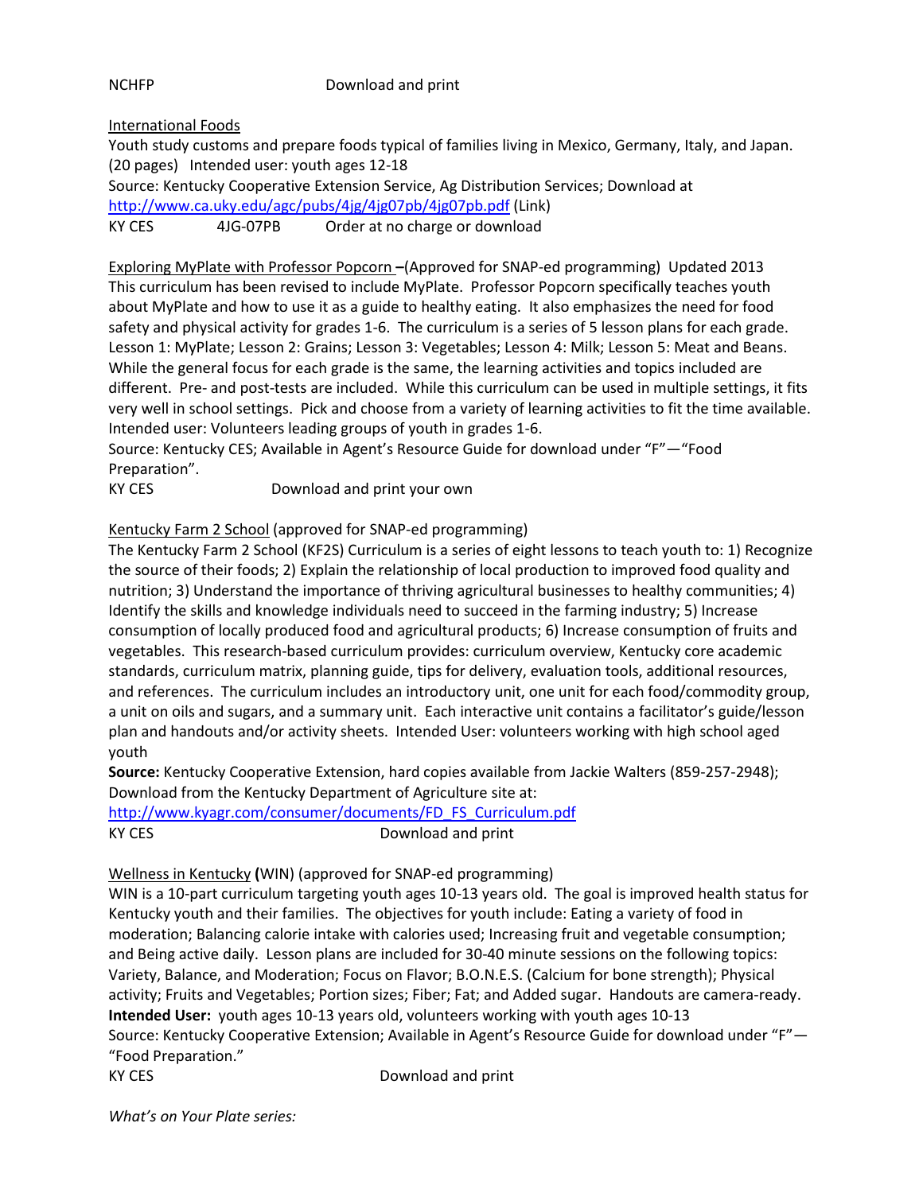NCHFP		Download and print

International Foods
Youth study customs and prepare foods typical of families living in Mexico, Germany, Italy, and Japan. (20 pages) Intended user: youth ages 12-18
Source: Kentucky Cooperative Extension Service, Ag Distribution Services; Download at http://www.ca.uky.edu/agc/pubs/4jg/4jg07pb/4jg07pb.pdf (Link)
KY CES	4JG-07PB	Order at no charge or download

Exploring MyPlate with Professor Popcorn –(Approved for SNAP-ed programming) Updated 2013
This curriculum has been revised to include MyPlate. Professor Popcorn specifically teaches youth about MyPlate and how to use it as a guide to healthy eating. It also emphasizes the need for food safety and physical activity for grades 1-6. The curriculum is a series of 5 lesson plans for each grade. Lesson 1: MyPlate; Lesson 2: Grains; Lesson 3: Vegetables; Lesson 4: Milk; Lesson 5: Meat and Beans. While the general focus for each grade is the same, the learning activities and topics included are different. Pre- and post-tests are included. While this curriculum can be used in multiple settings, it fits very well in school settings. Pick and choose from a variety of learning activities to fit the time available. Intended user: Volunteers leading groups of youth in grades 1-6.
Source: Kentucky CES; Available in Agent's Resource Guide for download under "F"—"Food Preparation".
KY CES		Download and print your own

Kentucky Farm 2 School (approved for SNAP-ed programming)
The Kentucky Farm 2 School (KF2S) Curriculum is a series of eight lessons to teach youth to: 1) Recognize the source of their foods; 2) Explain the relationship of local production to improved food quality and nutrition; 3) Understand the importance of thriving agricultural businesses to healthy communities; 4) Identify the skills and knowledge individuals need to succeed in the farming industry; 5) Increase consumption of locally produced food and agricultural products; 6) Increase consumption of fruits and vegetables. This research-based curriculum provides: curriculum overview, Kentucky core academic standards, curriculum matrix, planning guide, tips for delivery, evaluation tools, additional resources, and references. The curriculum includes an introductory unit, one unit for each food/commodity group, a unit on oils and sugars, and a summary unit. Each interactive unit contains a facilitator's guide/lesson plan and handouts and/or activity sheets. Intended User: volunteers working with high school aged youth
**Source:** Kentucky Cooperative Extension, hard copies available from Jackie Walters (859-257-2948); Download from the Kentucky Department of Agriculture site at: http://www.kyagr.com/consumer/documents/FD_FS_Curriculum.pdf
KY CES		Download and print

Wellness in Kentucky **(**WIN) (approved for SNAP-ed programming)
WIN is a 10-part curriculum targeting youth ages 10-13 years old. The goal is improved health status for Kentucky youth and their families. The objectives for youth include: Eating a variety of food in moderation; Balancing calorie intake with calories used; Increasing fruit and vegetable consumption; and Being active daily. Lesson plans are included for 30-40 minute sessions on the following topics: Variety, Balance, and Moderation; Focus on Flavor; B.O.N.E.S. (Calcium for bone strength); Physical activity; Fruits and Vegetables; Portion sizes; Fiber; Fat; and Added sugar. Handouts are camera-ready.
**Intended User:** youth ages 10-13 years old, volunteers working with youth ages 10-13
Source: Kentucky Cooperative Extension; Available in Agent's Resource Guide for download under "F"—"Food Preparation."
KY CES		Download and print

*What's on Your Plate series:*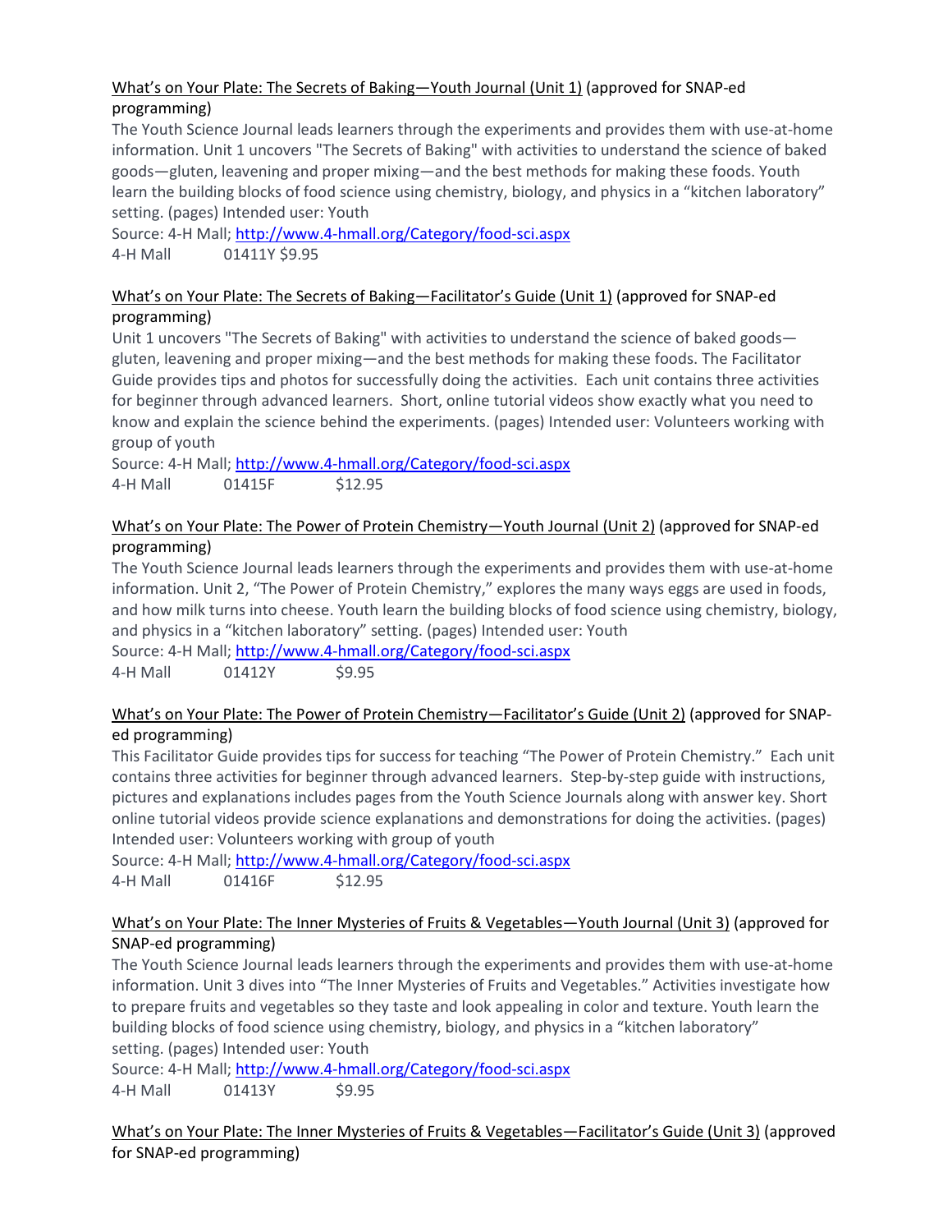<u>What's on Your Plate: The Secrets of Baking—Youth Journal (Unit 1)</u> (approved for SNAP-ed programming)

The Youth Science Journal leads learners through the experiments and provides them with use-at-home information. Unit 1 uncovers "The Secrets of Baking" with activities to understand the science of baked goods—gluten, leavening and proper mixing—and the best methods for making these foods. Youth learn the building blocks of food science using chemistry, biology, and physics in a "kitchen laboratory" setting. (pages) Intended user: Youth

Source: 4-H Mall; http://www.4-hmall.org/Category/food-sci.aspx

4-H Mall 01411Y $9.95

<u>What's on Your Plate: The Secrets of Baking—Facilitator's Guide (Unit 1)</u> (approved for SNAP-ed programming)

Unit 1 uncovers "The Secrets of Baking" with activities to understand the science of baked goods—gluten, leavening and proper mixing—and the best methods for making these foods. The Facilitator Guide provides tips and photos for successfully doing the activities. Each unit contains three activities for beginner through advanced learners. Short, online tutorial videos show exactly what you need to know and explain the science behind the experiments. (pages) Intended user: Volunteers working with group of youth

Source: 4-H Mall; http://www.4-hmall.org/Category/food-sci.aspx

4-H Mall 01415F $12.95

<u>What's on Your Plate: The Power of Protein Chemistry—Youth Journal (Unit 2)</u> (approved for SNAP-ed programming)

The Youth Science Journal leads learners through the experiments and provides them with use-at-home information. Unit 2, "The Power of Protein Chemistry," explores the many ways eggs are used in foods, and how milk turns into cheese. Youth learn the building blocks of food science using chemistry, biology, and physics in a "kitchen laboratory" setting. (pages) Intended user: Youth

Source: 4-H Mall; http://www.4-hmall.org/Category/food-sci.aspx

4-H Mall 01412Y $9.95

<u>What's on Your Plate: The Power of Protein Chemistry—Facilitator's Guide (Unit 2)</u> (approved for SNAP-ed programming)

This Facilitator Guide provides tips for success for teaching "The Power of Protein Chemistry." Each unit contains three activities for beginner through advanced learners. Step-by-step guide with instructions, pictures and explanations includes pages from the Youth Science Journals along with answer key. Short online tutorial videos provide science explanations and demonstrations for doing the activities. (pages) Intended user: Volunteers working with group of youth

Source: 4-H Mall; http://www.4-hmall.org/Category/food-sci.aspx

4-H Mall 01416F $12.95

<u>What's on Your Plate: The Inner Mysteries of Fruits & Vegetables—Youth Journal (Unit 3)</u> (approved for SNAP-ed programming)

The Youth Science Journal leads learners through the experiments and provides them with use-at-home information. Unit 3 dives into "The Inner Mysteries of Fruits and Vegetables." Activities investigate how to prepare fruits and vegetables so they taste and look appealing in color and texture. Youth learn the building blocks of food science using chemistry, biology, and physics in a "kitchen laboratory" setting. (pages) Intended user: Youth

Source: 4-H Mall; http://www.4-hmall.org/Category/food-sci.aspx

4-H Mall 01413Y $9.95

<u>What's on Your Plate: The Inner Mysteries of Fruits & Vegetables—Facilitator's Guide (Unit 3)</u> (approved for SNAP-ed programming)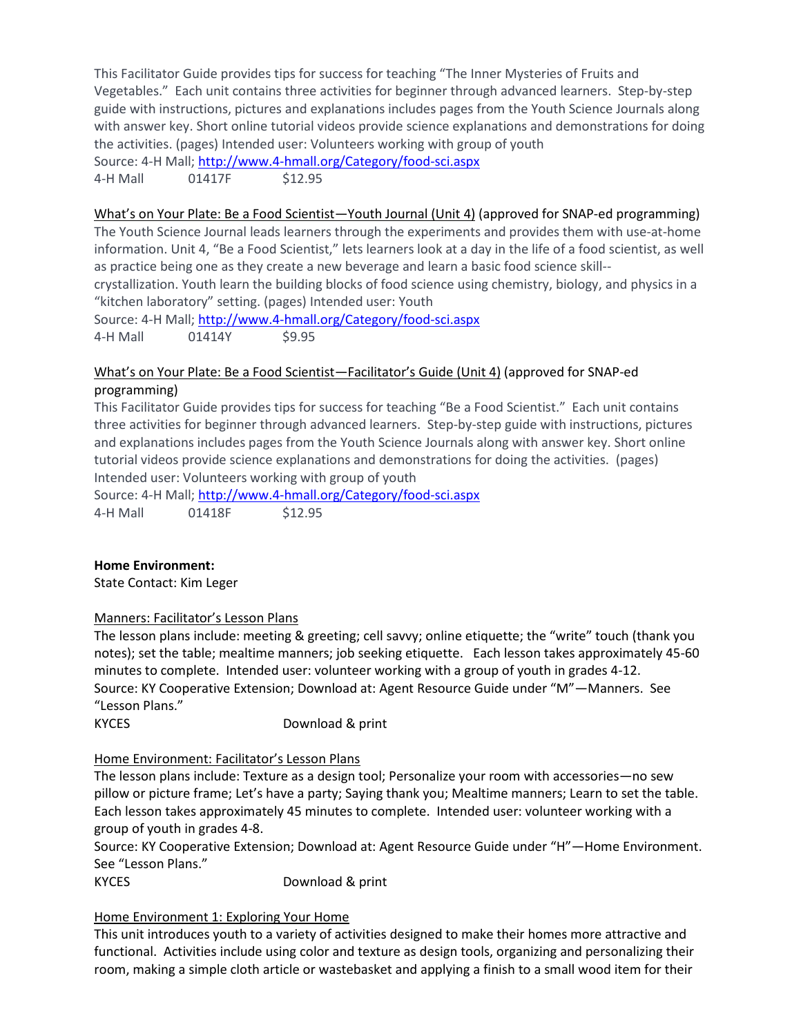This Facilitator Guide provides tips for success for teaching "The Inner Mysteries of Fruits and Vegetables." Each unit contains three activities for beginner through advanced learners. Step-by-step guide with instructions, pictures and explanations includes pages from the Youth Science Journals along with answer key. Short online tutorial videos provide science explanations and demonstrations for doing the activities. (pages) Intended user: Volunteers working with group of youth
Source: 4-H Mall; http://www.4-hmall.org/Category/food-sci.aspx
4-H Mall 01417F $12.95

What's on Your Plate: Be a Food Scientist—Youth Journal (Unit 4) (approved for SNAP-ed programming)
The Youth Science Journal leads learners through the experiments and provides them with use-at-home information. Unit 4, "Be a Food Scientist," lets learners look at a day in the life of a food scientist, as well as practice being one as they create a new beverage and learn a basic food science skill--crystallization. Youth learn the building blocks of food science using chemistry, biology, and physics in a "kitchen laboratory" setting. (pages) Intended user: Youth
Source: 4-H Mall; http://www.4-hmall.org/Category/food-sci.aspx
4-H Mall 01414Y $9.95

What's on Your Plate: Be a Food Scientist—Facilitator's Guide (Unit 4) (approved for SNAP-ed programming)
This Facilitator Guide provides tips for success for teaching "Be a Food Scientist." Each unit contains three activities for beginner through advanced learners. Step-by-step guide with instructions, pictures and explanations includes pages from the Youth Science Journals along with answer key. Short online tutorial videos provide science explanations and demonstrations for doing the activities. (pages) Intended user: Volunteers working with group of youth
Source: 4-H Mall; http://www.4-hmall.org/Category/food-sci.aspx
4-H Mall 01418F $12.95

**Home Environment:**
State Contact: Kim Leger

Manners: Facilitator's Lesson Plans
The lesson plans include: meeting & greeting; cell savvy; online etiquette; the "write" touch (thank you notes); set the table; mealtime manners; job seeking etiquette. Each lesson takes approximately 45-60 minutes to complete. Intended user: volunteer working with a group of youth in grades 4-12.
Source: KY Cooperative Extension; Download at: Agent Resource Guide under "M"—Manners. See "Lesson Plans."
KYCES Download & print

Home Environment: Facilitator's Lesson Plans
The lesson plans include: Texture as a design tool; Personalize your room with accessories—no sew pillow or picture frame; Let's have a party; Saying thank you; Mealtime manners; Learn to set the table. Each lesson takes approximately 45 minutes to complete. Intended user: volunteer working with a group of youth in grades 4-8.
Source: KY Cooperative Extension; Download at: Agent Resource Guide under "H"—Home Environment. See "Lesson Plans."
KYCES Download & print

Home Environment 1: Exploring Your Home
This unit introduces youth to a variety of activities designed to make their homes more attractive and functional. Activities include using color and texture as design tools, organizing and personalizing their room, making a simple cloth article or wastebasket and applying a finish to a small wood item for their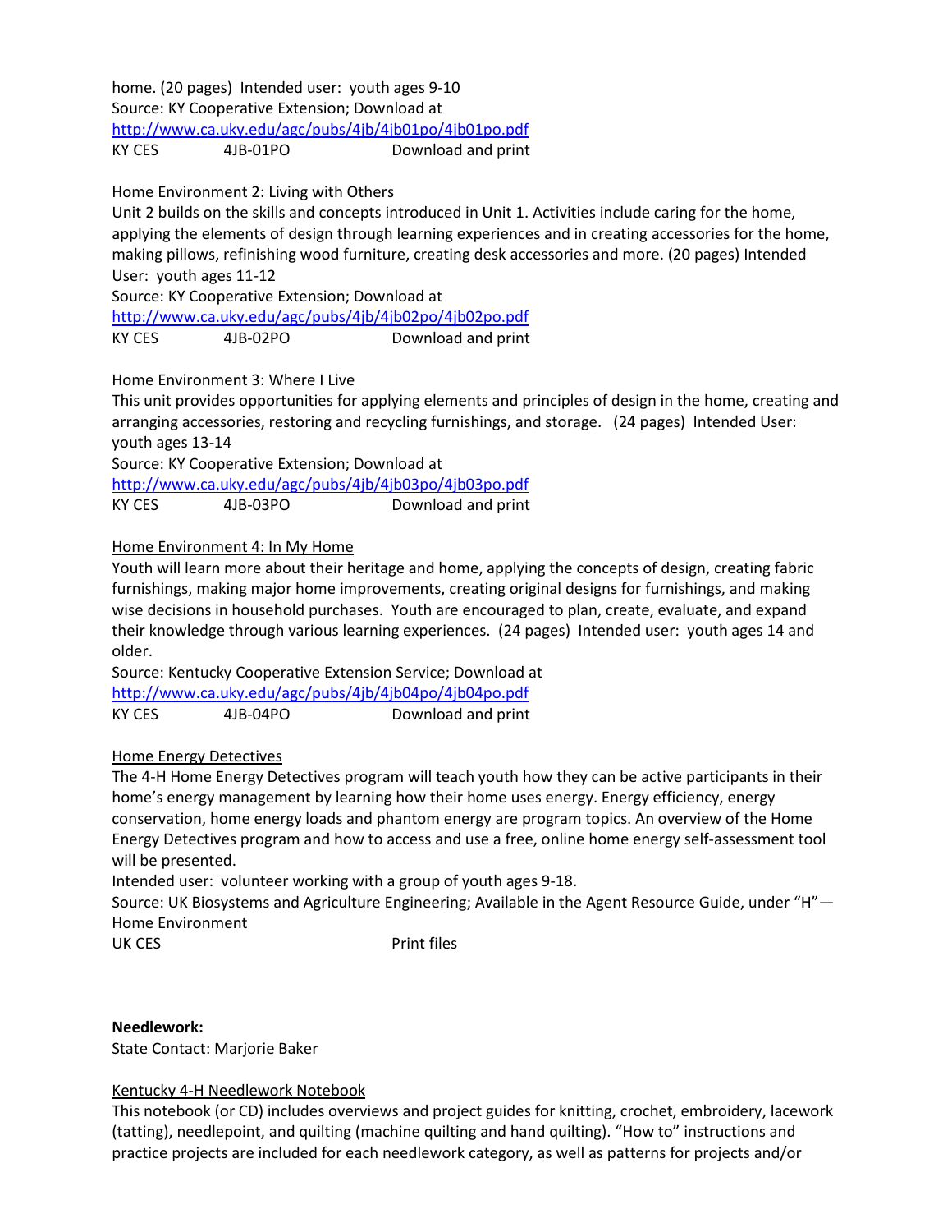home. (20 pages) Intended user: youth ages 9-10
Source: KY Cooperative Extension; Download at
http://www.ca.uky.edu/agc/pubs/4jb/4jb01po/4jb01po.pdf
KY CES 4JB-01PO Download and print

Home Environment 2: Living with Others
Unit 2 builds on the skills and concepts introduced in Unit 1. Activities include caring for the home, applying the elements of design through learning experiences and in creating accessories for the home, making pillows, refinishing wood furniture, creating desk accessories and more. (20 pages) Intended User: youth ages 11-12
Source: KY Cooperative Extension; Download at
http://www.ca.uky.edu/agc/pubs/4jb/4jb02po/4jb02po.pdf
KY CES 4JB-02PO Download and print

Home Environment 3: Where I Live
This unit provides opportunities for applying elements and principles of design in the home, creating and arranging accessories, restoring and recycling furnishings, and storage. (24 pages) Intended User: youth ages 13-14
Source: KY Cooperative Extension; Download at
http://www.ca.uky.edu/agc/pubs/4jb/4jb03po/4jb03po.pdf
KY CES 4JB-03PO Download and print

Home Environment 4: In My Home
Youth will learn more about their heritage and home, applying the concepts of design, creating fabric furnishings, making major home improvements, creating original designs for furnishings, and making wise decisions in household purchases. Youth are encouraged to plan, create, evaluate, and expand their knowledge through various learning experiences. (24 pages) Intended user: youth ages 14 and older.
Source: Kentucky Cooperative Extension Service; Download at
http://www.ca.uky.edu/agc/pubs/4jb/4jb04po/4jb04po.pdf
KY CES 4JB-04PO Download and print

Home Energy Detectives
The 4-H Home Energy Detectives program will teach youth how they can be active participants in their home's energy management by learning how their home uses energy. Energy efficiency, energy conservation, home energy loads and phantom energy are program topics. An overview of the Home Energy Detectives program and how to access and use a free, online home energy self-assessment tool will be presented.
Intended user: volunteer working with a group of youth ages 9-18.
Source: UK Biosystems and Agriculture Engineering; Available in the Agent Resource Guide, under "H"—Home Environment
UK CES Print files

**Needlework:**
State Contact: Marjorie Baker

Kentucky 4-H Needlework Notebook
This notebook (or CD) includes overviews and project guides for knitting, crochet, embroidery, lacework (tatting), needlepoint, and quilting (machine quilting and hand quilting). "How to" instructions and practice projects are included for each needlework category, as well as patterns for projects and/or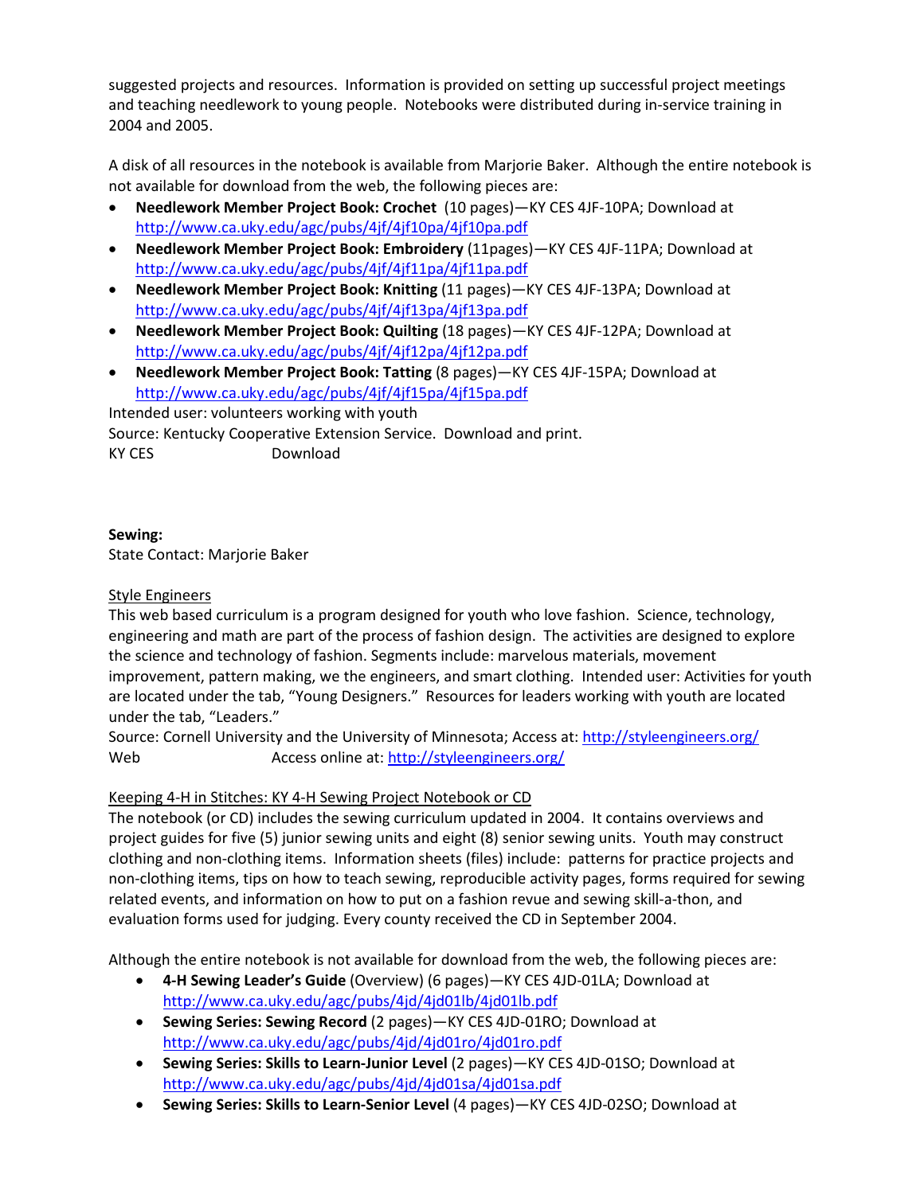suggested projects and resources. Information is provided on setting up successful project meetings and teaching needlework to young people. Notebooks were distributed during in-service training in 2004 and 2005.

A disk of all resources in the notebook is available from Marjorie Baker. Although the entire notebook is not available for download from the web, the following pieces are:

- **Needlework Member Project Book: Crochet** (10 pages)—KY CES 4JF-10PA; Download at http://www.ca.uky.edu/agc/pubs/4jf/4jf10pa/4jf10pa.pdf
- **Needlework Member Project Book: Embroidery** (11pages)—KY CES 4JF-11PA; Download at http://www.ca.uky.edu/agc/pubs/4jf/4jf11pa/4jf11pa.pdf
- **Needlework Member Project Book: Knitting** (11 pages)—KY CES 4JF-13PA; Download at http://www.ca.uky.edu/agc/pubs/4jf/4jf13pa/4jf13pa.pdf
- **Needlework Member Project Book: Quilting** (18 pages)—KY CES 4JF-12PA; Download at http://www.ca.uky.edu/agc/pubs/4jf/4jf12pa/4jf12pa.pdf
- **Needlework Member Project Book: Tatting** (8 pages)—KY CES 4JF-15PA; Download at http://www.ca.uky.edu/agc/pubs/4jf/4jf15pa/4jf15pa.pdf

Intended user: volunteers working with youth
Source: Kentucky Cooperative Extension Service. Download and print.
KY CES Download

**Sewing:**
State Contact: Marjorie Baker

Style Engineers
This web based curriculum is a program designed for youth who love fashion. Science, technology, engineering and math are part of the process of fashion design. The activities are designed to explore the science and technology of fashion. Segments include: marvelous materials, movement improvement, pattern making, we the engineers, and smart clothing. Intended user: Activities for youth are located under the tab, "Young Designers." Resources for leaders working with youth are located under the tab, "Leaders."
Source: Cornell University and the University of Minnesota; Access at: http://styleengineers.org/
Web Access online at: http://styleengineers.org/

Keeping 4-H in Stitches: KY 4-H Sewing Project Notebook or CD
The notebook (or CD) includes the sewing curriculum updated in 2004. It contains overviews and project guides for five (5) junior sewing units and eight (8) senior sewing units. Youth may construct clothing and non-clothing items. Information sheets (files) include: patterns for practice projects and non-clothing items, tips on how to teach sewing, reproducible activity pages, forms required for sewing related events, and information on how to put on a fashion revue and sewing skill-a-thon, and evaluation forms used for judging. Every county received the CD in September 2004.

Although the entire notebook is not available for download from the web, the following pieces are:

- **4-H Sewing Leader's Guide** (Overview) (6 pages)—KY CES 4JD-01LA; Download at http://www.ca.uky.edu/agc/pubs/4jd/4jd01lb/4jd01lb.pdf
- **Sewing Series: Sewing Record** (2 pages)—KY CES 4JD-01RO; Download at http://www.ca.uky.edu/agc/pubs/4jd/4jd01ro/4jd01ro.pdf
- **Sewing Series: Skills to Learn-Junior Level** (2 pages)—KY CES 4JD-01SO; Download at http://www.ca.uky.edu/agc/pubs/4jd/4jd01sa/4jd01sa.pdf
- **Sewing Series: Skills to Learn-Senior Level** (4 pages)—KY CES 4JD-02SO; Download at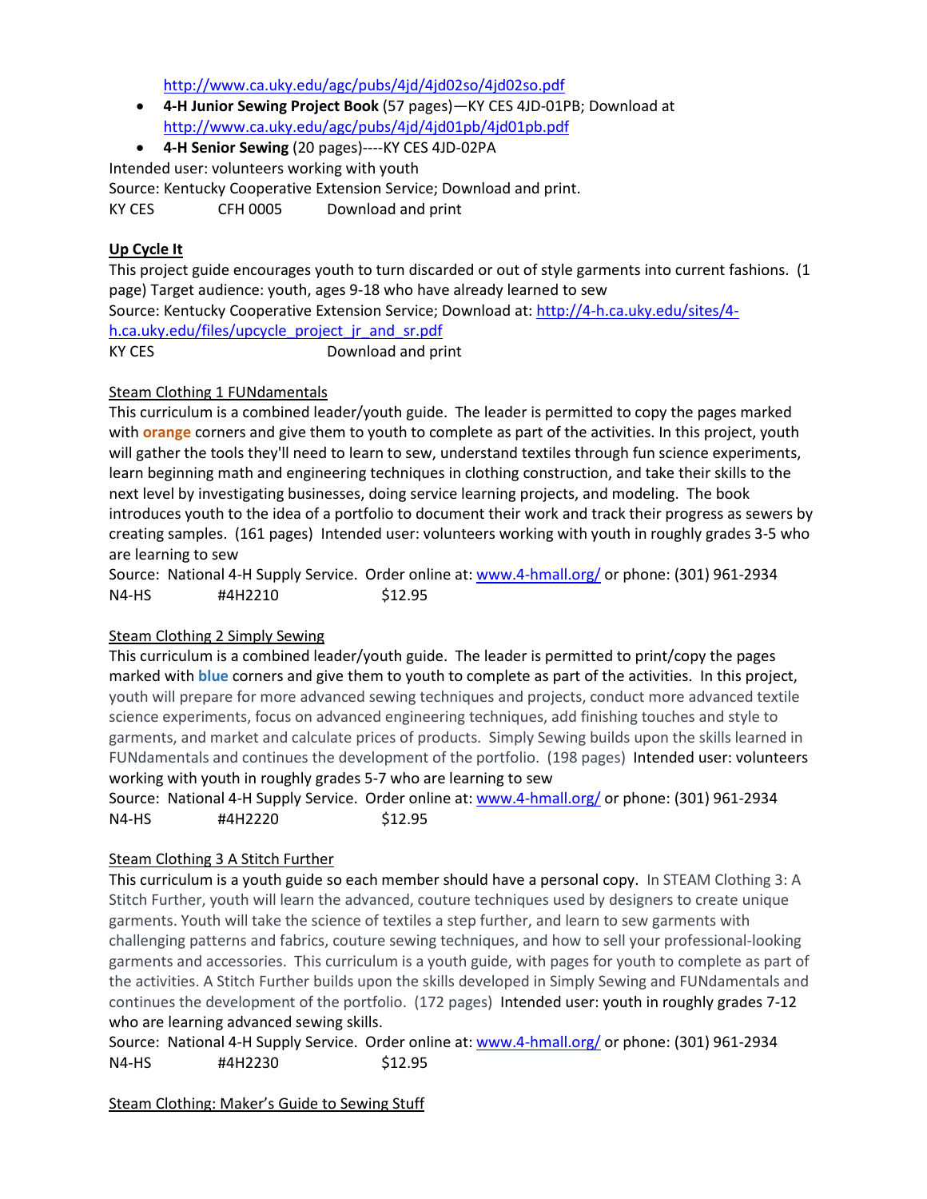http://www.ca.uky.edu/agc/pubs/4jd/4jd02so/4jd02so.pdf

- **4-H Junior Sewing Project Book** (57 pages)—KY CES 4JD-01PB; Download at http://www.ca.uky.edu/agc/pubs/4jd/4jd01pb/4jd01pb.pdf
- **4-H Senior Sewing** (20 pages)----KY CES 4JD-02PA

Intended user: volunteers working with youth
Source: Kentucky Cooperative Extension Service; Download and print.
KY CES CFH 0005 Download and print

**Up Cycle It**

This project guide encourages youth to turn discarded or out of style garments into current fashions. (1 page) Target audience: youth, ages 9-18 who have already learned to sew
Source: Kentucky Cooperative Extension Service; Download at: http://4-h.ca.uky.edu/sites/4-h.ca.uky.edu/files/upcycle_project_jr_and_sr.pdf
KY CES Download and print

Steam Clothing 1 FUNdamentals

This curriculum is a combined leader/youth guide. The leader is permitted to copy the pages marked with **orange** corners and give them to youth to complete as part of the activities. In this project, youth will gather the tools they'll need to learn to sew, understand textiles through fun science experiments, learn beginning math and engineering techniques in clothing construction, and take their skills to the next level by investigating businesses, doing service learning projects, and modeling. The book introduces youth to the idea of a portfolio to document their work and track their progress as sewers by creating samples. (161 pages) Intended user: volunteers working with youth in roughly grades 3-5 who are learning to sew
Source: National 4-H Supply Service. Order online at: www.4-hmall.org/ or phone: (301) 961-2934
N4-HS #4H2210 $12.95

Steam Clothing 2 Simply Sewing

This curriculum is a combined leader/youth guide. The leader is permitted to print/copy the pages marked with **blue** corners and give them to youth to complete as part of the activities. In this project, youth will prepare for more advanced sewing techniques and projects, conduct more advanced textile science experiments, focus on advanced engineering techniques, add finishing touches and style to garments, and market and calculate prices of products. Simply Sewing builds upon the skills learned in FUNdamentals and continues the development of the portfolio. (198 pages) Intended user: volunteers working with youth in roughly grades 5-7 who are learning to sew
Source: National 4-H Supply Service. Order online at: www.4-hmall.org/ or phone: (301) 961-2934
N4-HS #4H2220 $12.95

Steam Clothing 3 A Stitch Further

This curriculum is a youth guide so each member should have a personal copy. In STEAM Clothing 3: A Stitch Further, youth will learn the advanced, couture techniques used by designers to create unique garments. Youth will take the science of textiles a step further, and learn to sew garments with challenging patterns and fabrics, couture sewing techniques, and how to sell your professional-looking garments and accessories. This curriculum is a youth guide, with pages for youth to complete as part of the activities. A Stitch Further builds upon the skills developed in Simply Sewing and FUNdamentals and continues the development of the portfolio. (172 pages) Intended user: youth in roughly grades 7-12 who are learning advanced sewing skills.
Source: National 4-H Supply Service. Order online at: www.4-hmall.org/ or phone: (301) 961-2934
N4-HS #4H2230 $12.95

Steam Clothing: Maker's Guide to Sewing Stuff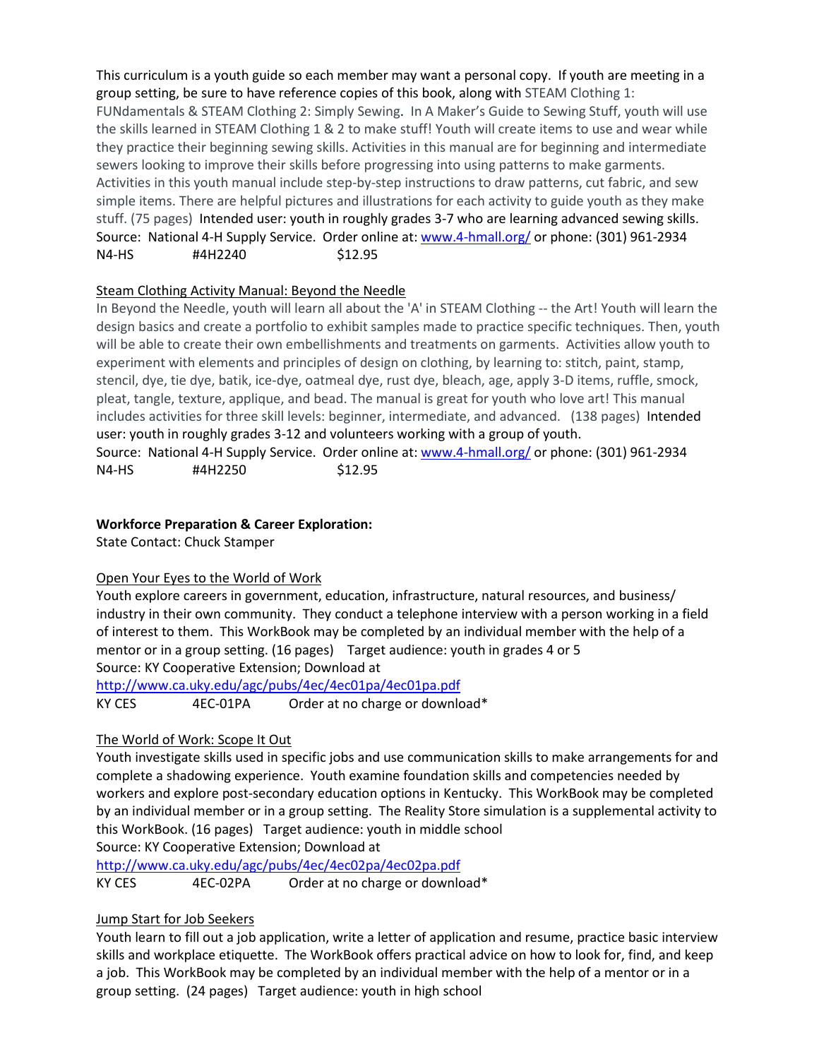This curriculum is a youth guide so each member may want a personal copy. If youth are meeting in a group setting, be sure to have reference copies of this book, along with STEAM Clothing 1: FUNdamentals & STEAM Clothing 2: Simply Sewing. In A Maker's Guide to Sewing Stuff, youth will use the skills learned in STEAM Clothing 1 & 2 to make stuff! Youth will create items to use and wear while they practice their beginning sewing skills. Activities in this manual are for beginning and intermediate sewers looking to improve their skills before progressing into using patterns to make garments. Activities in this youth manual include step-by-step instructions to draw patterns, cut fabric, and sew simple items. There are helpful pictures and illustrations for each activity to guide youth as they make stuff. (75 pages) Intended user: youth in roughly grades 3-7 who are learning advanced sewing skills.
Source: National 4-H Supply Service. Order online at: [www.4-hmall.org/](http://www.4-hmall.org/) or phone: (301) 961-2934
N4-HS #4H2240 $12.95

<u>Steam Clothing Activity Manual: Beyond the Needle</u>

In Beyond the Needle, youth will learn all about the 'A' in STEAM Clothing -- the Art! Youth will learn the design basics and create a portfolio to exhibit samples made to practice specific techniques. Then, youth will be able to create their own embellishments and treatments on garments. Activities allow youth to experiment with elements and principles of design on clothing, by learning to: stitch, paint, stamp, stencil, dye, tie dye, batik, ice-dye, oatmeal dye, rust dye, bleach, age, apply 3-D items, ruffle, smock, pleat, tangle, texture, applique, and bead. The manual is great for youth who love art! This manual includes activities for three skill levels: beginner, intermediate, and advanced. (138 pages) Intended user: youth in roughly grades 3-12 and volunteers working with a group of youth.
Source: National 4-H Supply Service. Order online at: [www.4-hmall.org/](http://www.4-hmall.org/) or phone: (301) 961-2934
N4-HS #4H2250 $12.95

**Workforce Preparation & Career Exploration:**
State Contact: Chuck Stamper

<u>Open Your Eyes to the World of Work</u>

Youth explore careers in government, education, infrastructure, natural resources, and business/ industry in their own community. They conduct a telephone interview with a person working in a field of interest to them. This WorkBook may be completed by an individual member with the help of a mentor or in a group setting. (16 pages) Target audience: youth in grades 4 or 5
Source: KY Cooperative Extension; Download at
<http://www.ca.uky.edu/agc/pubs/4ec/4ec01pa/4ec01pa.pdf>
KY CES 4EC-01PA Order at no charge or download*

<u>The World of Work: Scope It Out</u>

Youth investigate skills used in specific jobs and use communication skills to make arrangements for and complete a shadowing experience. Youth examine foundation skills and competencies needed by workers and explore post-secondary education options in Kentucky. This WorkBook may be completed by an individual member or in a group setting. The Reality Store simulation is a supplemental activity to this WorkBook. (16 pages) Target audience: youth in middle school
Source: KY Cooperative Extension; Download at
<http://www.ca.uky.edu/agc/pubs/4ec/4ec02pa/4ec02pa.pdf>
KY CES 4EC-02PA Order at no charge or download*

<u>Jump Start for Job Seekers</u>

Youth learn to fill out a job application, write a letter of application and resume, practice basic interview skills and workplace etiquette. The WorkBook offers practical advice on how to look for, find, and keep a job. This WorkBook may be completed by an individual member with the help of a mentor or in a group setting. (24 pages) Target audience: youth in high school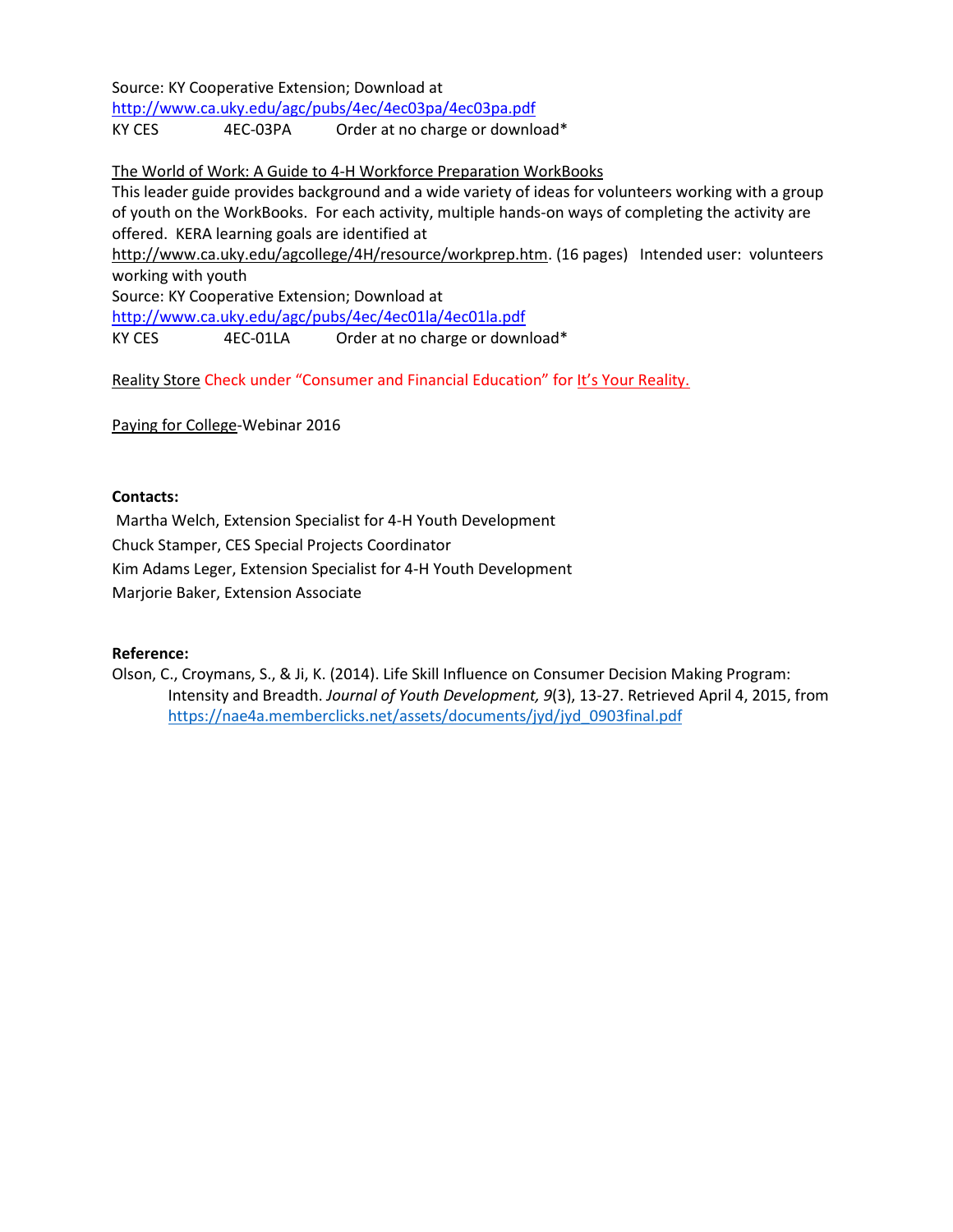Source: KY Cooperative Extension; Download at
http://www.ca.uky.edu/agc/pubs/4ec/4ec03pa/4ec03pa.pdf
KY CES 4EC-03PA Order at no charge or download*

The World of Work: A Guide to 4-H Workforce Preparation WorkBooks
This leader guide provides background and a wide variety of ideas for volunteers working with a group of youth on the WorkBooks. For each activity, multiple hands-on ways of completing the activity are offered. KERA learning goals are identified at
http://www.ca.uky.edu/agcollege/4H/resource/workprep.htm. (16 pages) Intended user: volunteers working with youth
Source: KY Cooperative Extension; Download at
http://www.ca.uky.edu/agc/pubs/4ec/4ec01la/4ec01la.pdf
KY CES 4EC-01LA Order at no charge or download*

Reality Store Check under "Consumer and Financial Education" for It's Your Reality.

Paying for College-Webinar 2016

**Contacts:**

Martha Welch, Extension Specialist for 4-H Youth Development
Chuck Stamper, CES Special Projects Coordinator
Kim Adams Leger, Extension Specialist for 4-H Youth Development
Marjorie Baker, Extension Associate

**Reference:**

Olson, C., Croymans, S., & Ji, K. (2014). Life Skill Influence on Consumer Decision Making Program: Intensity and Breadth. *Journal of Youth Development, 9*(3), 13-27. Retrieved April 4, 2015, from https://nae4a.memberclicks.net/assets/documents/jyd/jyd_0903final.pdf